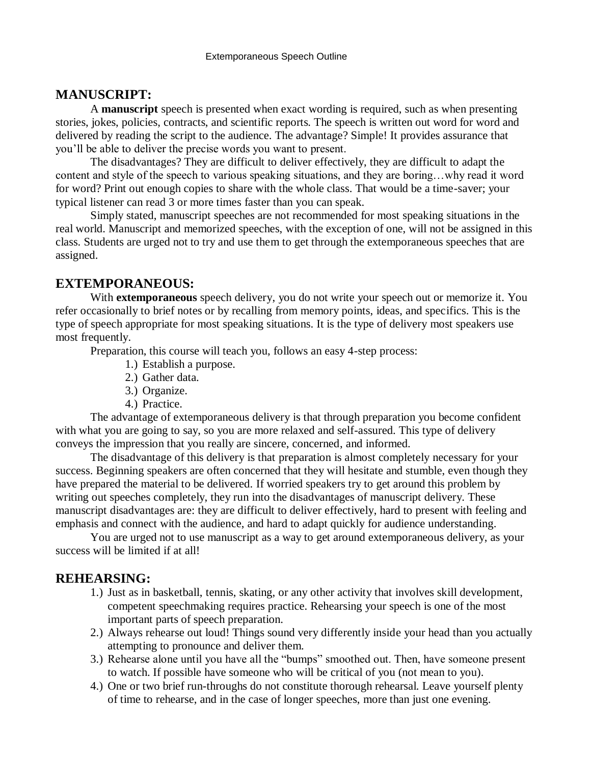Extemporaneous Speech Outline

## MANUSCRIPT:

A **manuscript** speech is presented when exact wording is required, such as when presenting stories, jokes, policies, contracts, and scientific reports. The speech is written out word for word and delivered by reading the script to the audience. The advantage? Simple! It provides assurance that you'll be able to deliver the precise words you want to present.

The disadvantages? They are difficult to deliver effectively, they are difficult to adapt the content and style of the speech to various speaking situations, and they are boring…why read it word for word? Print out enough copies to share with the whole class. That would be a time-saver; your typical listener can read 3 or more times faster than you can speak.

Simply stated, manuscript speeches are not recommended for most speaking situations in the real world. Manuscript and memorized speeches, with the exception of one, will not be assigned in this class. Students are urged not to try and use them to get through the extemporaneous speeches that are assigned.

## EXTEMPORANEOUS:

With **extemporaneous** speech delivery, you do not write your speech out or memorize it. You refer occasionally to brief notes or by recalling from memory points, ideas, and specifics. This is the type of speech appropriate for most speaking situations. It is the type of delivery most speakers use most frequently.

Preparation, this course will teach you, follows an easy 4-step process:

1.) Establish a purpose.
2.) Gather data.
3.) Organize.
4.) Practice.

The advantage of extemporaneous delivery is that through preparation you become confident with what you are going to say, so you are more relaxed and self-assured. This type of delivery conveys the impression that you really are sincere, concerned, and informed.

The disadvantage of this delivery is that preparation is almost completely necessary for your success. Beginning speakers are often concerned that they will hesitate and stumble, even though they have prepared the material to be delivered. If worried speakers try to get around this problem by writing out speeches completely, they run into the disadvantages of manuscript delivery. These manuscript disadvantages are: they are difficult to deliver effectively, hard to present with feeling and emphasis and connect with the audience, and hard to adapt quickly for audience understanding.

You are urged not to use manuscript as a way to get around extemporaneous delivery, as your success will be limited if at all!

## REHEARSING:

1.) Just as in basketball, tennis, skating, or any other activity that involves skill development, competent speechmaking requires practice. Rehearsing your speech is one of the most important parts of speech preparation.
2.) Always rehearse out loud! Things sound very differently inside your head than you actually attempting to pronounce and deliver them.
3.) Rehearse alone until you have all the "bumps" smoothed out. Then, have someone present to watch. If possible have someone who will be critical of you (not mean to you).
4.) One or two brief run-throughs do not constitute thorough rehearsal. Leave yourself plenty of time to rehearse, and in the case of longer speeches, more than just one evening.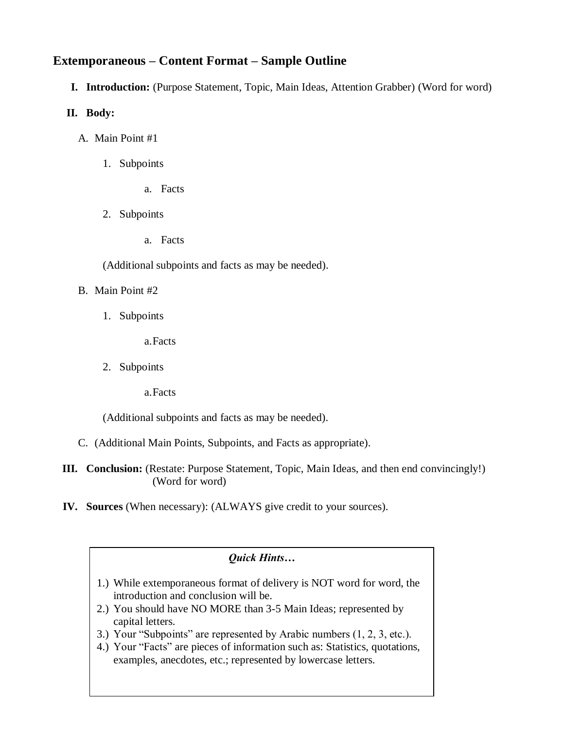# Extemporaneous – Content Format – Sample Outline

I. **Introduction:** (Purpose Statement, Topic, Main Ideas, Attention Grabber) (Word for word)

II. **Body:**

   A. Main Point #1

      1. Subpoints

         a. Facts

      2. Subpoints

         a. Facts

      (Additional subpoints and facts as may be needed).

   B. Main Point #2

      1. Subpoints

         a. Facts

      2. Subpoints

         a. Facts

      (Additional subpoints and facts as may be needed).

   C. (Additional Main Points, Subpoints, and Facts as appropriate).

III. **Conclusion:** (Restate: Purpose Statement, Topic, Main Ideas, and then end convincingly!) (Word for word)

IV. **Sources** (When necessary): (ALWAYS give credit to your sources).

***Quick Hints…***

1.) While extemporaneous format of delivery is NOT word for word, the introduction and conclusion will be.
2.) You should have NO MORE than 3-5 Main Ideas; represented by capital letters.
3.) Your "Subpoints" are represented by Arabic numbers (1, 2, 3, etc.).
4.) Your "Facts" are pieces of information such as: Statistics, quotations, examples, anecdotes, etc.; represented by lowercase letters.